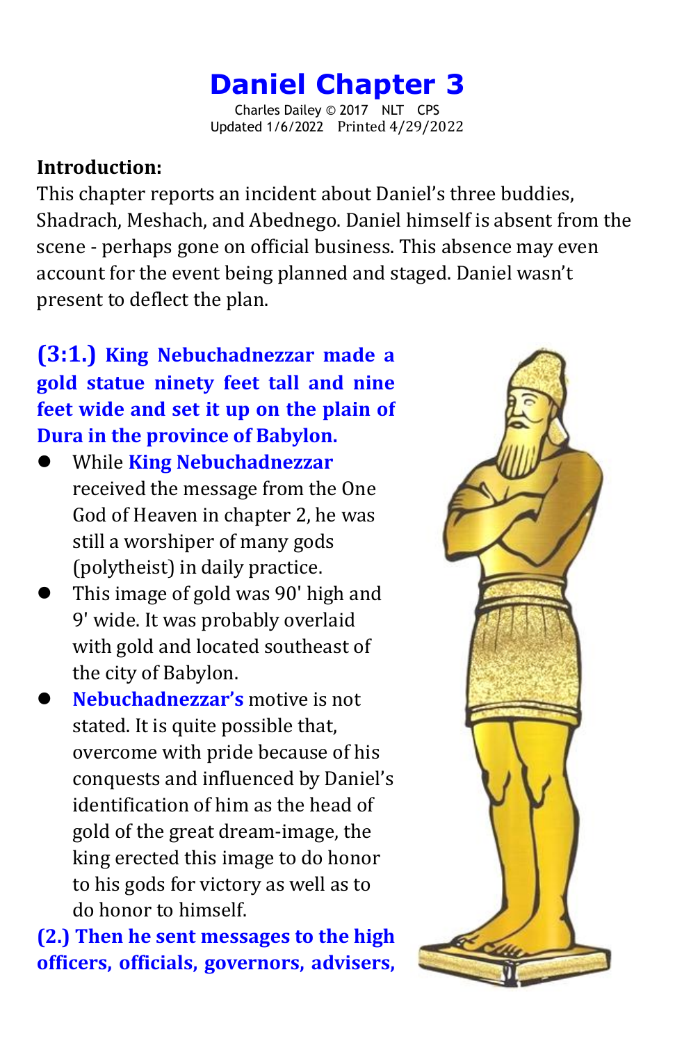# Daniel Chapter 3

Charles Dailey © 2017 NLT CPS
Updated 1/6/2022 Printed 4/29/2022

**Introduction:**

This chapter reports an incident about Daniel's three buddies, Shadrach, Meshach, and Abednego. Daniel himself is absent from the scene - perhaps gone on official business. This absence may even account for the event being planned and staged. Daniel wasn't present to deflect the plan.

**(3:1.) King Nebuchadnezzar made a gold statue ninety feet tall and nine feet wide and set it up on the plain of Dura in the province of Babylon.**

- While **King Nebuchadnezzar** received the message from the One God of Heaven in chapter 2, he was still a worshiper of many gods (polytheist) in daily practice.
- This image of gold was 90' high and 9' wide. It was probably overlaid with gold and located southeast of the city of Babylon.
- **Nebuchadnezzar's** motive is not stated. It is quite possible that, overcome with pride because of his conquests and influenced by Daniel's identification of him as the head of gold of the great dream-image, the king erected this image to do honor to his gods for victory as well as to do honor to himself.

**(2.) Then he sent messages to the high officers, officials, governors, advisers,**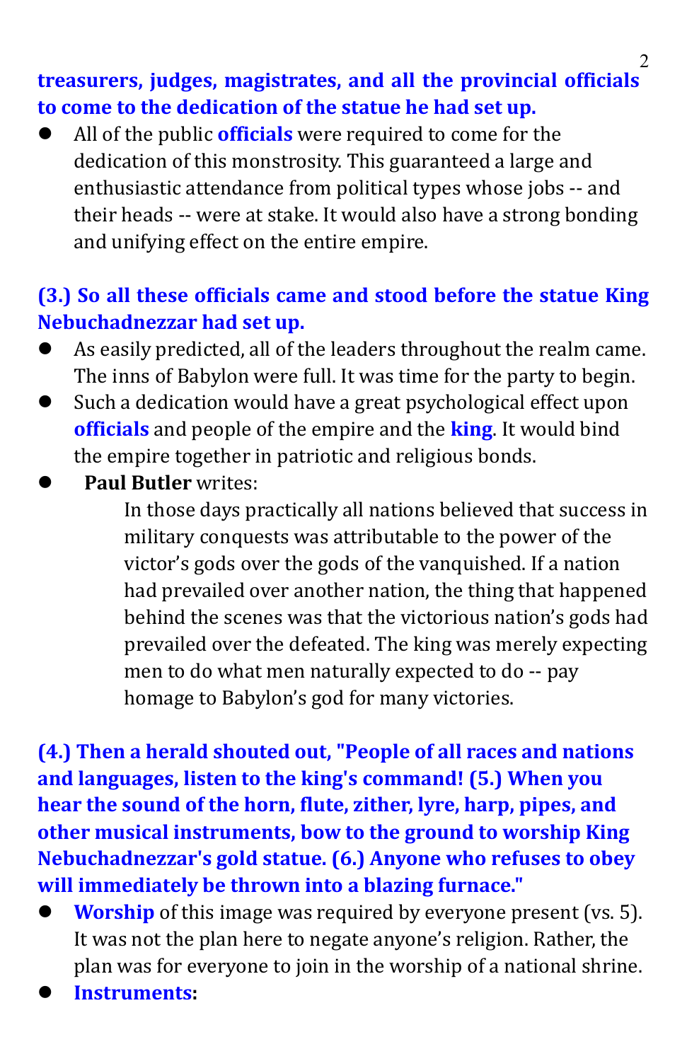**treasurers, judges, magistrates, and all the provincial officials to come to the dedication of the statue he had set up.**

- All of the public **officials** were required to come for the dedication of this monstrosity. This guaranteed a large and enthusiastic attendance from political types whose jobs -- and their heads -- were at stake. It would also have a strong bonding and unifying effect on the entire empire.

**(3.) So all these officials came and stood before the statue King Nebuchadnezzar had set up.**

- As easily predicted, all of the leaders throughout the realm came. The inns of Babylon were full. It was time for the party to begin.
- Such a dedication would have a great psychological effect upon **officials** and people of the empire and the **king**. It would bind the empire together in patriotic and religious bonds.
- **Paul Butler** writes:

  > In those days practically all nations believed that success in military conquests was attributable to the power of the victor's gods over the gods of the vanquished. If a nation had prevailed over another nation, the thing that happened behind the scenes was that the victorious nation's gods had prevailed over the defeated. The king was merely expecting men to do what men naturally expected to do -- pay homage to Babylon's god for many victories.

**(4.) Then a herald shouted out, "People of all races and nations and languages, listen to the king's command! (5.) When you hear the sound of the horn, flute, zither, lyre, harp, pipes, and other musical instruments, bow to the ground to worship King Nebuchadnezzar's gold statue. (6.) Anyone who refuses to obey will immediately be thrown into a blazing furnace."**

- **Worship** of this image was required by everyone present (vs. 5). It was not the plan here to negate anyone's religion. Rather, the plan was for everyone to join in the worship of a national shrine.
- **Instruments:**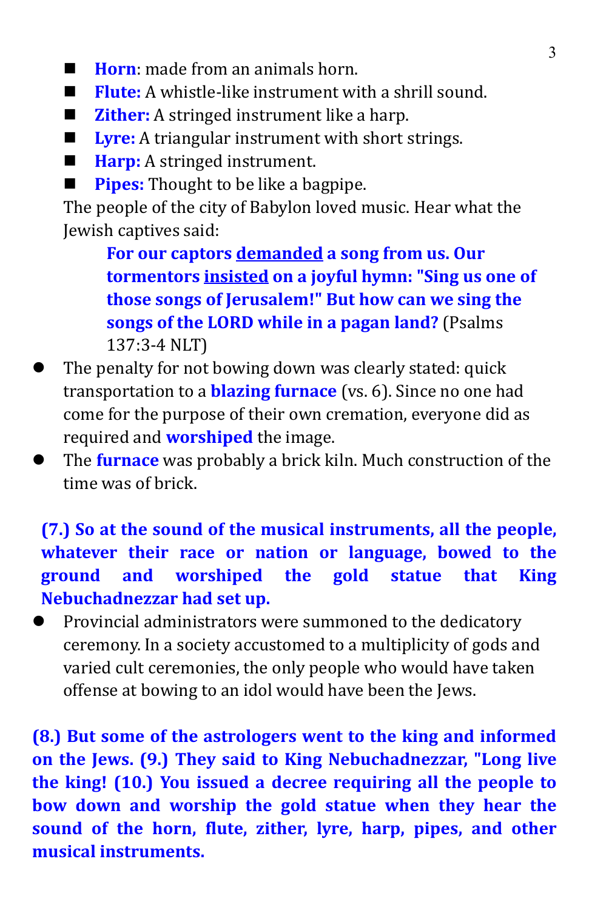- **Horn**: made from an animals horn.
- **Flute:** A whistle-like instrument with a shrill sound.
- **Zither:** A stringed instrument like a harp.
- **Lyre:** A triangular instrument with short strings.
- **Harp:** A stringed instrument.
- **Pipes:** Thought to be like a bagpipe.

The people of the city of Babylon loved music. Hear what the Jewish captives said:

> **For our captors demanded a song from us. Our tormentors insisted on a joyful hymn: "Sing us one of those songs of Jerusalem!" But how can we sing the songs of the LORD while in a pagan land?** (Psalms 137:3-4 NLT)

- The penalty for not bowing down was clearly stated: quick transportation to a **blazing furnace** (vs. 6). Since no one had come for the purpose of their own cremation, everyone did as required and **worshiped** the image.
- The **furnace** was probably a brick kiln. Much construction of the time was of brick.

**(7.) So at the sound of the musical instruments, all the people, whatever their race or nation or language, bowed to the ground and worshiped the gold statue that King Nebuchadnezzar had set up.**

- Provincial administrators were summoned to the dedicatory ceremony. In a society accustomed to a multiplicity of gods and varied cult ceremonies, the only people who would have taken offense at bowing to an idol would have been the Jews.

**(8.) But some of the astrologers went to the king and informed on the Jews. (9.) They said to King Nebuchadnezzar, "Long live the king! (10.) You issued a decree requiring all the people to bow down and worship the gold statue when they hear the sound of the horn, flute, zither, lyre, harp, pipes, and other musical instruments.**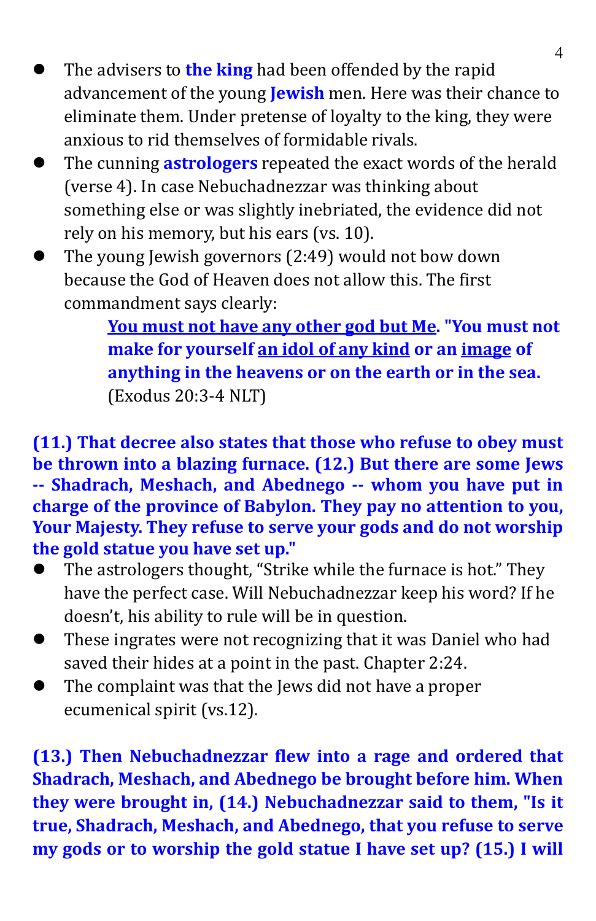- The advisers to **the king** had been offended by the rapid advancement of the young **Jewish** men. Here was their chance to eliminate them. Under pretense of loyalty to the king, they were anxious to rid themselves of formidable rivals.
- The cunning **astrologers** repeated the exact words of the herald (verse 4). In case Nebuchadnezzar was thinking about something else or was slightly inebriated, the evidence did not rely on his memory, but his ears (vs. 10).
- The young Jewish governors (2:49) would not bow down because the God of Heaven does not allow this. The first commandment says clearly:

> **You must not have any other god but Me. "You must not make for yourself an idol of any kind or an image of anything in the heavens or on the earth or in the sea.** (Exodus 20:3-4 NLT)

**(11.) That decree also states that those who refuse to obey must be thrown into a blazing furnace. (12.) But there are some Jews -- Shadrach, Meshach, and Abednego -- whom you have put in charge of the province of Babylon. They pay no attention to you, Your Majesty. They refuse to serve your gods and do not worship the gold statue you have set up."**

- The astrologers thought, "Strike while the furnace is hot." They have the perfect case. Will Nebuchadnezzar keep his word? If he doesn't, his ability to rule will be in question.
- These ingrates were not recognizing that it was Daniel who had saved their hides at a point in the past. Chapter 2:24.
- The complaint was that the Jews did not have a proper ecumenical spirit (vs.12).

**(13.) Then Nebuchadnezzar flew into a rage and ordered that Shadrach, Meshach, and Abednego be brought before him. When they were brought in, (14.) Nebuchadnezzar said to them, "Is it true, Shadrach, Meshach, and Abednego, that you refuse to serve my gods or to worship the gold statue I have set up? (15.) I will**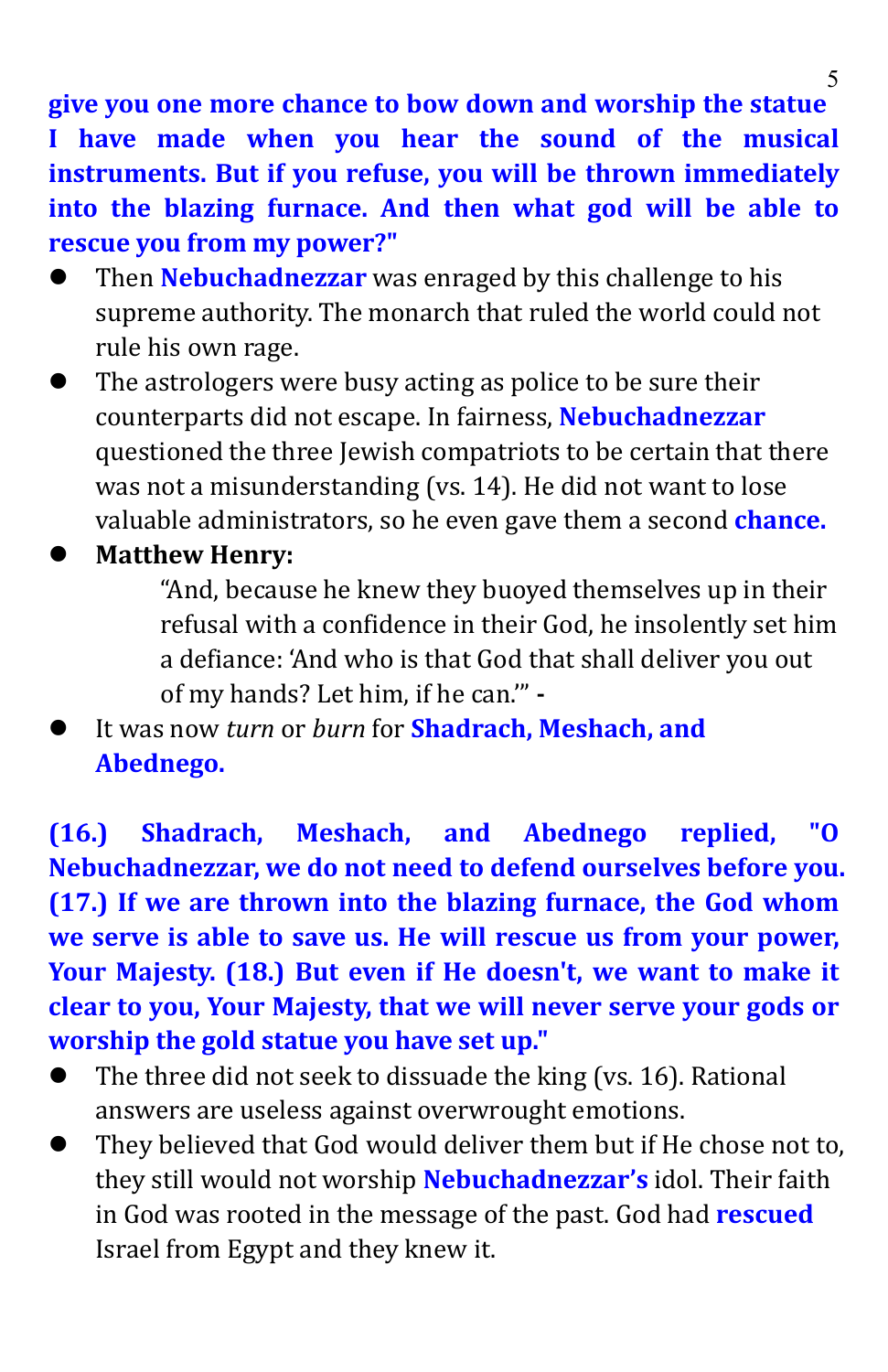**give you one more chance to bow down and worship the statue I have made when you hear the sound of the musical instruments. But if you refuse, you will be thrown immediately into the blazing furnace. And then what god will be able to rescue you from my power?"**

- Then **Nebuchadnezzar** was enraged by this challenge to his supreme authority. The monarch that ruled the world could not rule his own rage.
- The astrologers were busy acting as police to be sure their counterparts did not escape. In fairness, **Nebuchadnezzar** questioned the three Jewish compatriots to be certain that there was not a misunderstanding (vs. 14). He did not want to lose valuable administrators, so he even gave them a second **chance.**
- **Matthew Henry:**

  > "And, because he knew they buoyed themselves up in their refusal with a confidence in their God, he insolently set him a defiance: 'And who is that God that shall deliver you out of my hands? Let him, if he can.'" -

- It was now *turn* or *burn* for **Shadrach, Meshach, and Abednego.**

**(16.) Shadrach, Meshach, and Abednego replied, "O Nebuchadnezzar, we do not need to defend ourselves before you. (17.) If we are thrown into the blazing furnace, the God whom we serve is able to save us. He will rescue us from your power, Your Majesty. (18.) But even if He doesn't, we want to make it clear to you, Your Majesty, that we will never serve your gods or worship the gold statue you have set up."**

- The three did not seek to dissuade the king (vs. 16). Rational answers are useless against overwrought emotions.
- They believed that God would deliver them but if He chose not to, they still would not worship **Nebuchadnezzar's** idol. Their faith in God was rooted in the message of the past. God had **rescued** Israel from Egypt and they knew it.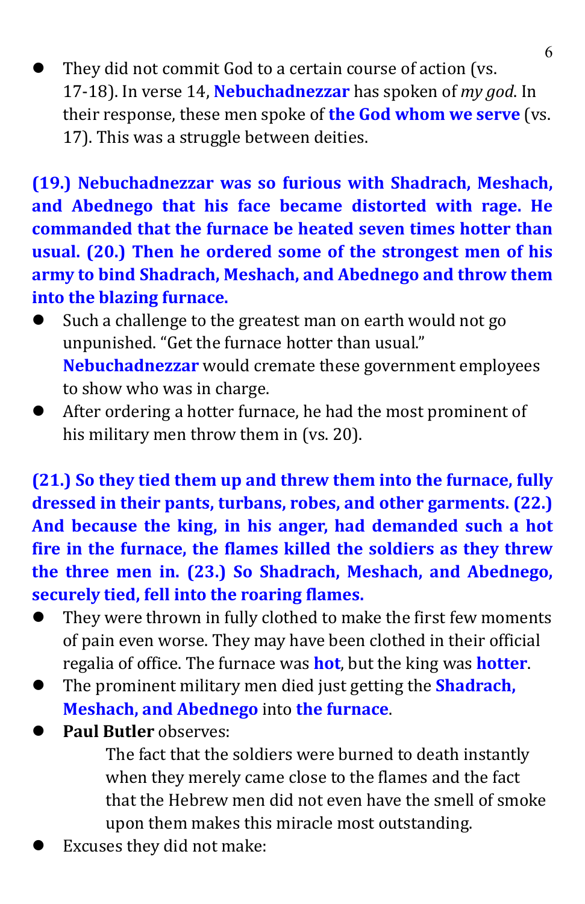- They did not commit God to a certain course of action (vs. 17-18). In verse 14, **Nebuchadnezzar** has spoken of *my god*. In their response, these men spoke of **the God whom we serve** (vs. 17). This was a struggle between deities.

**(19.) Nebuchadnezzar was so furious with Shadrach, Meshach, and Abednego that his face became distorted with rage. He commanded that the furnace be heated seven times hotter than usual. (20.) Then he ordered some of the strongest men of his army to bind Shadrach, Meshach, and Abednego and throw them into the blazing furnace.**

- Such a challenge to the greatest man on earth would not go unpunished. "Get the furnace hotter than usual." **Nebuchadnezzar** would cremate these government employees to show who was in charge.
- After ordering a hotter furnace, he had the most prominent of his military men throw them in (vs. 20).

**(21.) So they tied them up and threw them into the furnace, fully dressed in their pants, turbans, robes, and other garments. (22.) And because the king, in his anger, had demanded such a hot fire in the furnace, the flames killed the soldiers as they threw the three men in. (23.) So Shadrach, Meshach, and Abednego, securely tied, fell into the roaring flames.**

- They were thrown in fully clothed to make the first few moments of pain even worse. They may have been clothed in their official regalia of office. The furnace was **hot**, but the king was **hotter**.
- The prominent military men died just getting the **Shadrach, Meshach, and Abednego** into **the furnace**.
- **Paul Butler** observes:

  > The fact that the soldiers were burned to death instantly when they merely came close to the flames and the fact that the Hebrew men did not even have the smell of smoke upon them makes this miracle most outstanding.

- Excuses they did not make: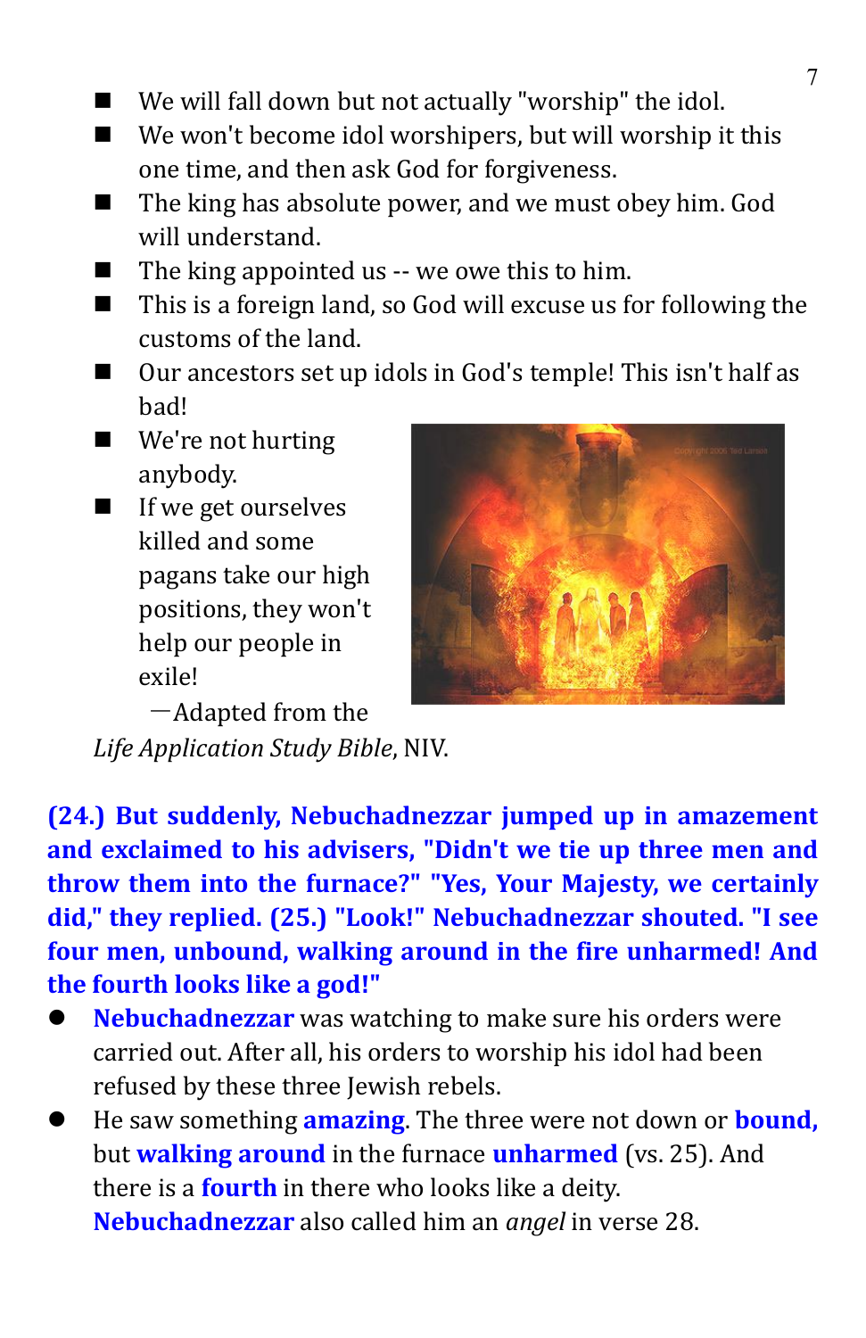- We will fall down but not actually "worship" the idol.
- We won't become idol worshipers, but will worship it this one time, and then ask God for forgiveness.
- The king has absolute power, and we must obey him. God will understand.
- The king appointed us -- we owe this to him.
- This is a foreign land, so God will excuse us for following the customs of the land.
- Our ancestors set up idols in God's temple! This isn't half as bad!
- We're not hurting anybody.
- If we get ourselves killed and some pagans take our high positions, they won't help our people in exile!

—Adapted from the *Life Application Study Bible*, NIV.

**(24.) But suddenly, Nebuchadnezzar jumped up in amazement and exclaimed to his advisers, "Didn't we tie up three men and throw them into the furnace?" "Yes, Your Majesty, we certainly did," they replied. (25.) "Look!" Nebuchadnezzar shouted. "I see four men, unbound, walking around in the fire unharmed! And the fourth looks like a god!"**

- **Nebuchadnezzar** was watching to make sure his orders were carried out. After all, his orders to worship his idol had been refused by these three Jewish rebels.
- He saw something **amazing**. The three were not down or **bound,** but **walking around** in the furnace **unharmed** (vs. 25). And there is a **fourth** in there who looks like a deity. **Nebuchadnezzar** also called him an *angel* in verse 28.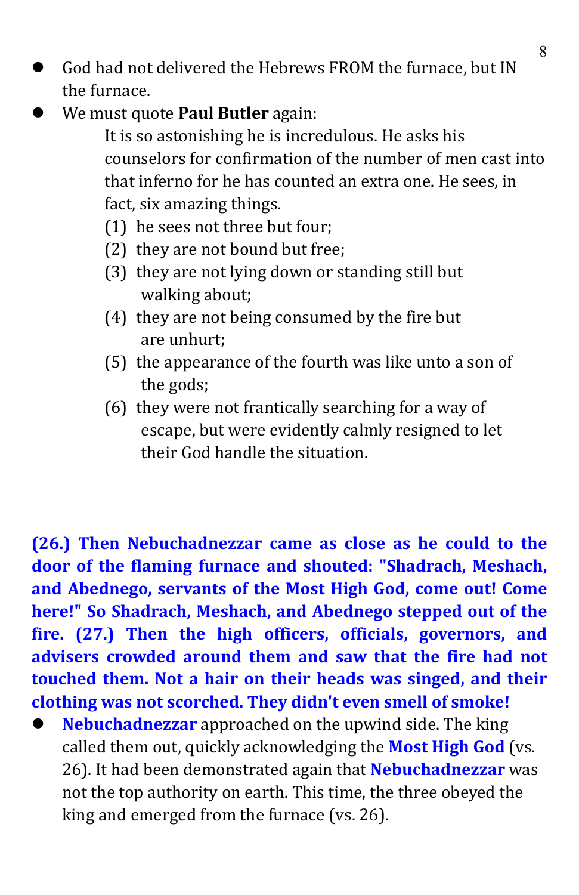- God had not delivered the Hebrews FROM the furnace, but IN the furnace.
- We must quote **Paul Butler** again:

  > It is so astonishing he is incredulous. He asks his counselors for confirmation of the number of men cast into that inferno for he has counted an extra one. He sees, in fact, six amazing things.
  >
  > (1) he sees not three but four;
  > (2) they are not bound but free;
  > (3) they are not lying down or standing still but walking about;
  > (4) they are not being consumed by the fire but are unhurt;
  > (5) the appearance of the fourth was like unto a son of the gods;
  > (6) they were not frantically searching for a way of escape, but were evidently calmly resigned to let their God handle the situation.

**(26.) Then Nebuchadnezzar came as close as he could to the door of the flaming furnace and shouted: "Shadrach, Meshach, and Abednego, servants of the Most High God, come out! Come here!" So Shadrach, Meshach, and Abednego stepped out of the fire. (27.) Then the high officers, officials, governors, and advisers crowded around them and saw that the fire had not touched them. Not a hair on their heads was singed, and their clothing was not scorched. They didn't even smell of smoke!**

- **Nebuchadnezzar** approached on the upwind side. The king called them out, quickly acknowledging the **Most High God** (vs. 26). It had been demonstrated again that **Nebuchadnezzar** was not the top authority on earth. This time, the three obeyed the king and emerged from the furnace (vs. 26).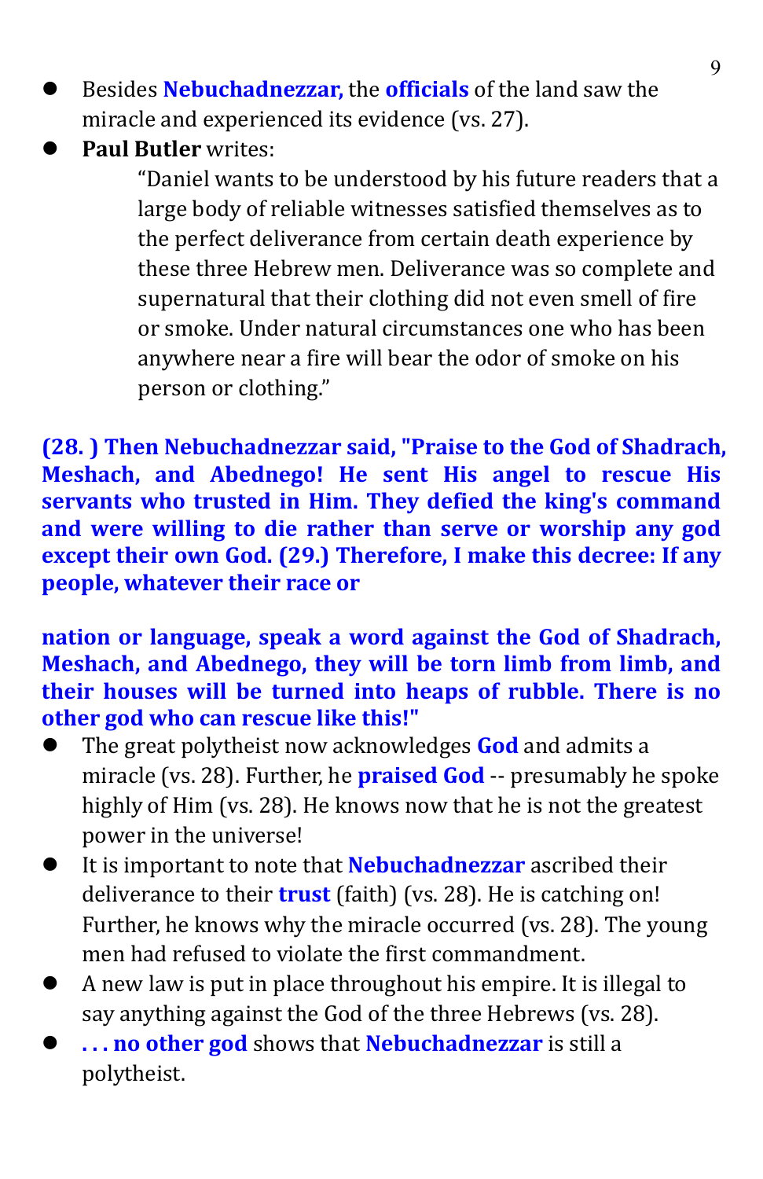- Besides **Nebuchadnezzar,** the **officials** of the land saw the miracle and experienced its evidence (vs. 27).
- **Paul Butler** writes:

  > "Daniel wants to be understood by his future readers that a large body of reliable witnesses satisfied themselves as to the perfect deliverance from certain death experience by these three Hebrew men. Deliverance was so complete and supernatural that their clothing did not even smell of fire or smoke. Under natural circumstances one who has been anywhere near a fire will bear the odor of smoke on his person or clothing."

**(28. ) Then Nebuchadnezzar said, "Praise to the God of Shadrach, Meshach, and Abednego! He sent His angel to rescue His servants who trusted in Him. They defied the king's command and were willing to die rather than serve or worship any god except their own God. (29.) Therefore, I make this decree: If any people, whatever their race or**

**nation or language, speak a word against the God of Shadrach, Meshach, and Abednego, they will be torn limb from limb, and their houses will be turned into heaps of rubble. There is no other god who can rescue like this!"**

- The great polytheist now acknowledges **God** and admits a miracle (vs. 28). Further, he **praised God** -- presumably he spoke highly of Him (vs. 28). He knows now that he is not the greatest power in the universe!
- It is important to note that **Nebuchadnezzar** ascribed their deliverance to their **trust** (faith) (vs. 28). He is catching on! Further, he knows why the miracle occurred (vs. 28). The young men had refused to violate the first commandment.
- A new law is put in place throughout his empire. It is illegal to say anything against the God of the three Hebrews (vs. 28).
- **. . . no other god** shows that **Nebuchadnezzar** is still a polytheist.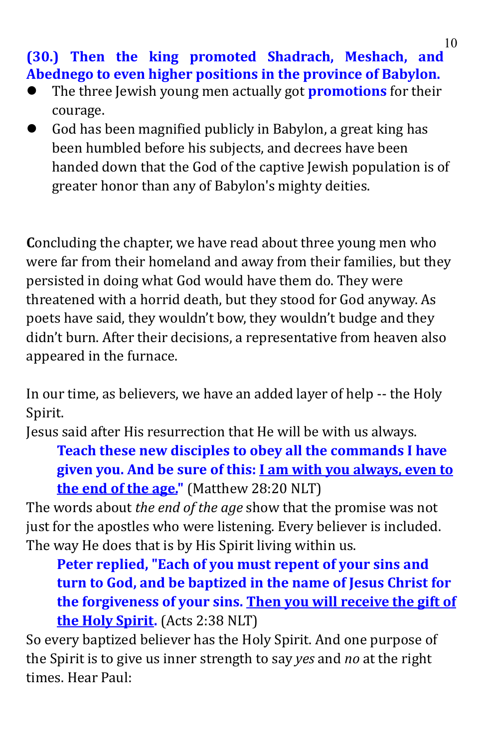**(30.) Then the king promoted Shadrach, Meshach, and Abednego to even higher positions in the province of Babylon.**

- The three Jewish young men actually got **promotions** for their courage.
- God has been magnified publicly in Babylon, a great king has been humbled before his subjects, and decrees have been handed down that the God of the captive Jewish population is of greater honor than any of Babylon's mighty deities.

**C**oncluding the chapter, we have read about three young men who were far from their homeland and away from their families, but they persisted in doing what God would have them do. They were threatened with a horrid death, but they stood for God anyway. As poets have said, they wouldn't bow, they wouldn't budge and they didn't burn. After their decisions, a representative from heaven also appeared in the furnace.

In our time, as believers, we have an added layer of help -- the Holy Spirit.

Jesus said after His resurrection that He will be with us always.

> **Teach these new disciples to obey all the commands I have given you. And be sure of this: <u>I am with you always, even to the end of the age."</u>** (Matthew 28:20 NLT)

The words about *the end of the age* show that the promise was not just for the apostles who were listening. Every believer is included. The way He does that is by His Spirit living within us.

> **Peter replied, "Each of you must repent of your sins and turn to God, and be baptized in the name of Jesus Christ for the forgiveness of your sins. <u>Then you will receive the gift of the Holy Spirit</u>.** (Acts 2:38 NLT)

So every baptized believer has the Holy Spirit. And one purpose of the Spirit is to give us inner strength to say *yes* and *no* at the right times. Hear Paul: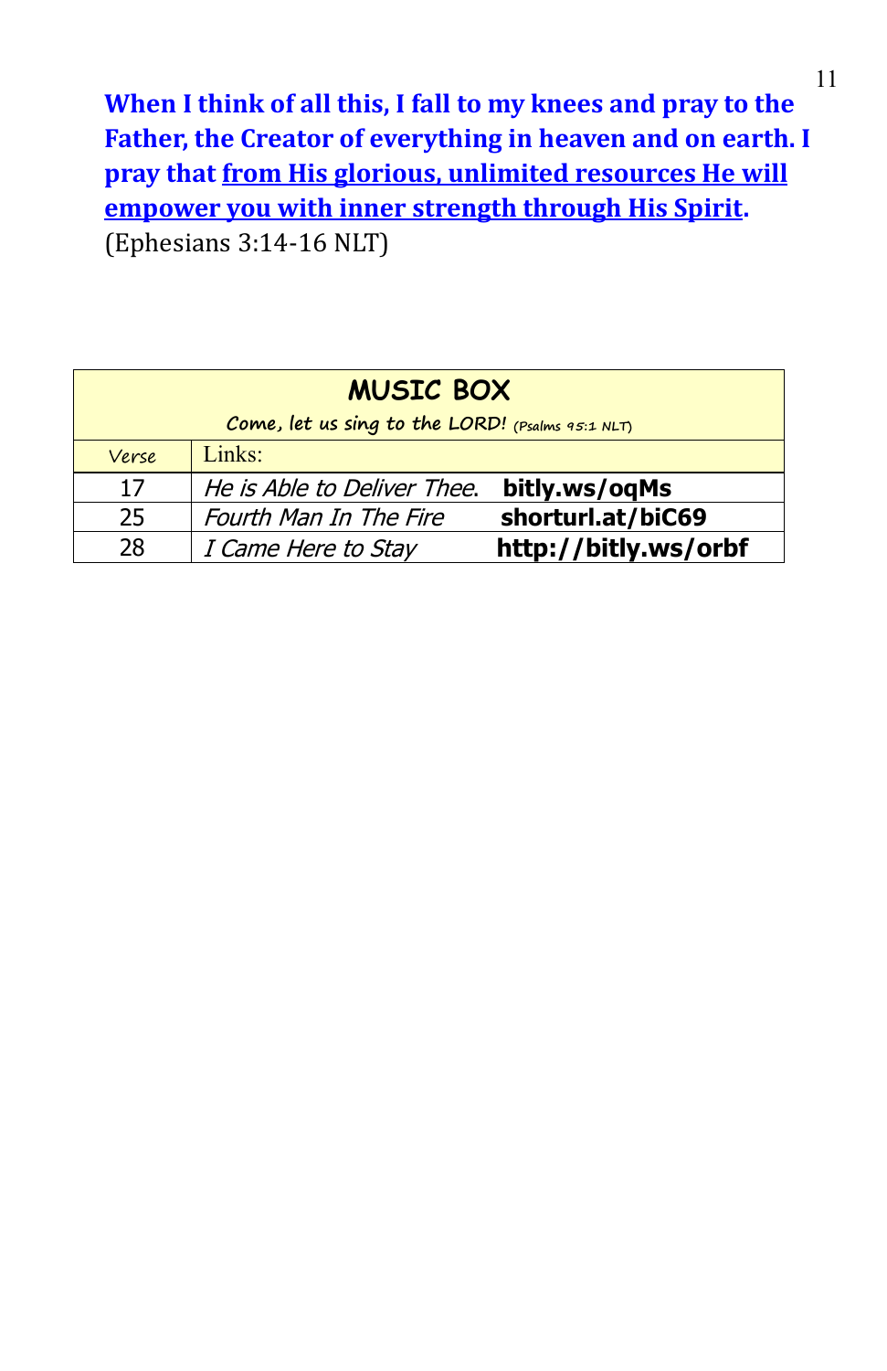**When I think of all this, I fall to my knees and pray to the Father, the Creator of everything in heaven and on earth. I pray that <u>from His glorious, unlimited resources He will empower you with inner strength through His Spirit</u>.**
(Ephesians 3:14-16 NLT)

| MUSIC BOX<br>Come, let us sing to the LORD! (Psalms 95:1 NLT) | | |
|---|---|---|
| Verse | Links: | |
| 17 | *He is Able to Deliver Thee.* | **bitly.ws/oqMs** |
| 25 | *Fourth Man In The Fire* | **shorturl.at/biC69** |
| 28 | *I Came Here to Stay* | **http://bitly.ws/orbf** |